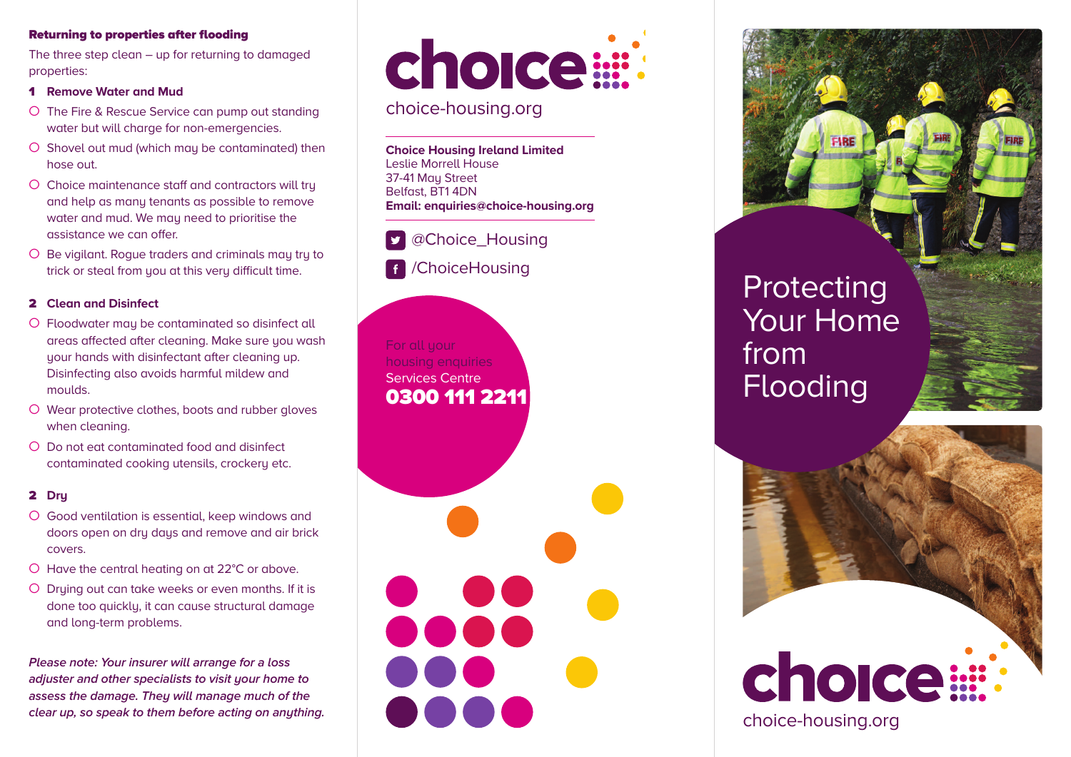## Returning to properties after flooding

The three step clean – up for returning to damaged properties:

### 1 Remove Water and Mud

- The Fire & Rescue Service can pump out standing water but will charge for non-emergencies.
- Shovel out mud (which may be contaminated) then hose out.
- Choice maintenance staff and contractors will try and help as many tenants as possible to remove water and mud. We may need to prioritise the assistance we can offer.
- Be vigilant. Rogue traders and criminals may try to trick or steal from you at this very difficult time.

### 2 Clean and Disinfect

- Floodwater may be contaminated so disinfect all areas affected after cleaning. Make sure you wash your hands with disinfectant after cleaning up. Disinfecting also avoids harmful mildew and moulds.
- Wear protective clothes, boots and rubber gloves when cleaning.
- Do not eat contaminated food and disinfect contaminated cooking utensils, crockery etc.

### 2 Dry

- Good ventilation is essential, keep windows and doors open on dry days and remove and air brick covers.
- Have the central heating on at 22°C or above.
- Drying out can take weeks or even months. If it is done too quickly, it can cause structural damage and long-term problems.

***Please note: Your insurer will arrange for a loss adjuster and other specialists to visit your home to assess the damage. They will manage much of the clear up, so speak to them before acting on anything.***

choice

choice-housing.org

**Choice Housing Ireland Limited**
Leslie Morrell House
37-41 May Street
Belfast, BT1 4DN
**Email: enquiries@choice-housing.org**

@Choice_Housing

/ChoiceHousing

For all your housing enquiries
Services Centre
**0300 111 2211**

# Protecting Your Home from Flooding

choice

choice-housing.org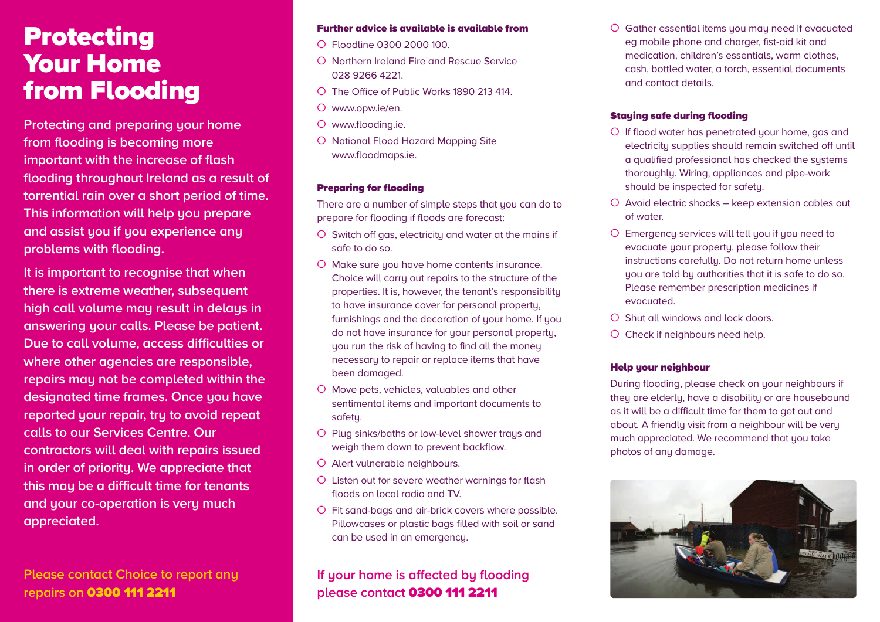# Protecting Your Home from Flooding

**Protecting and preparing your home from flooding is becoming more important with the increase of flash flooding throughout Ireland as a result of torrential rain over a short period of time. This information will help you prepare and assist you if you experience any problems with flooding.**

**It is important to recognise that when there is extreme weather, subsequent high call volume may result in delays in answering your calls. Please be patient. Due to call volume, access difficulties or where other agencies are responsible, repairs may not be completed within the designated time frames. Once you have reported your repair, try to avoid repeat calls to our Services Centre. Our contractors will deal with repairs issued in order of priority. We appreciate that this may be a difficult time for tenants and your co-operation is very much appreciated.**

Please contact Choice to report any repairs on **0300 111 2211**

### Further advice is available is available from

- Floodline 0300 2000 100.
- Northern Ireland Fire and Rescue Service 028 9266 4221.
- The Office of Public Works 1890 213 414.
- www.opw.ie/en.
- www.flooding.ie.
- National Flood Hazard Mapping Site www.floodmaps.ie.

### Preparing for flooding

There are a number of simple steps that you can do to prepare for flooding if floods are forecast:

- Switch off gas, electricity and water at the mains if safe to do so.
- Make sure you have home contents insurance. Choice will carry out repairs to the structure of the properties. It is, however, the tenant's responsibility to have insurance cover for personal property, furnishings and the decoration of your home. If you do not have insurance for your personal property, you run the risk of having to find all the money necessary to repair or replace items that have been damaged.
- Move pets, vehicles, valuables and other sentimental items and important documents to safety.
- Plug sinks/baths or low-level shower trays and weigh them down to prevent backflow.
- Alert vulnerable neighbours.
- Listen out for severe weather warnings for flash floods on local radio and TV.
- Fit sand-bags and air-brick covers where possible. Pillowcases or plastic bags filled with soil or sand can be used in an emergency.
- Gather essential items you may need if evacuated eg mobile phone and charger, first-aid kit and medication, children's essentials, warm clothes, cash, bottled water, a torch, essential documents and contact details.

If your home is affected by flooding please contact **0300 111 2211**

### Staying safe during flooding

- If flood water has penetrated your home, gas and electricity supplies should remain switched off until a qualified professional has checked the systems thoroughly. Wiring, appliances and pipe-work should be inspected for safety.
- Avoid electric shocks – keep extension cables out of water.
- Emergency services will tell you if you need to evacuate your property, please follow their instructions carefully. Do not return home unless you are told by authorities that it is safe to do so. Please remember prescription medicines if evacuated.
- Shut all windows and lock doors.
- Check if neighbours need help.

### Help your neighbour

During flooding, please check on your neighbours if they are elderly, have a disability or are housebound as it will be a difficult time for them to get out and about. A friendly visit from a neighbour will be very much appreciated. We recommend that you take photos of any damage.